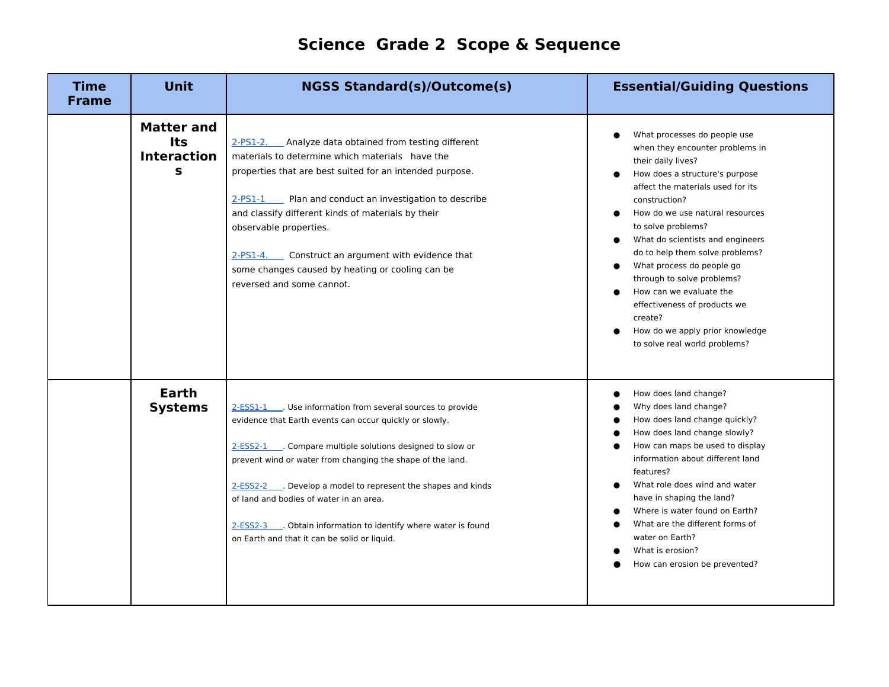# Science Grade 2 Scope & Sequence

| Time Frame | Unit | NGSS Standard(s)/Outcome(s) | Essential/Guiding Questions |
|---|---|---|---|
| | **Matter and Its Interactions** | 2-PS1-2. Analyze data obtained from testing different materials to determine which materials have the properties that are best suited for an intended purpose.<br><br>2-PS1-1 Plan and conduct an investigation to describe and classify different kinds of materials by their observable properties.<br><br>2-PS1-4. Construct an argument with evidence that some changes caused by heating or cooling can be reversed and some cannot. | ● What processes do people use when they encounter problems in their daily lives?<br>● How does a structure's purpose affect the materials used for its construction?<br>● How do we use natural resources to solve problems?<br>● What do scientists and engineers do to help them solve problems?<br>● What process do people go through to solve problems?<br>● How can we evaluate the effectiveness of products we create?<br>● How do we apply prior knowledge to solve real world problems? |
| | **Earth Systems** | 2-ESS1-1 . Use information from several sources to provide evidence that Earth events can occur quickly or slowly.<br><br>2-ESS2-1 . Compare multiple solutions designed to slow or prevent wind or water from changing the shape of the land.<br><br>2-ESS2-2 . Develop a model to represent the shapes and kinds of land and bodies of water in an area.<br><br>2-ESS2-3 . Obtain information to identify where water is found on Earth and that it can be solid or liquid. | ● How does land change?<br>● Why does land change?<br>● How does land change quickly?<br>● How does land change slowly?<br>● How can maps be used to display information about different land features?<br>● What role does wind and water have in shaping the land?<br>● Where is water found on Earth?<br>● What are the different forms of water on Earth?<br>● What is erosion?<br>● How can erosion be prevented? |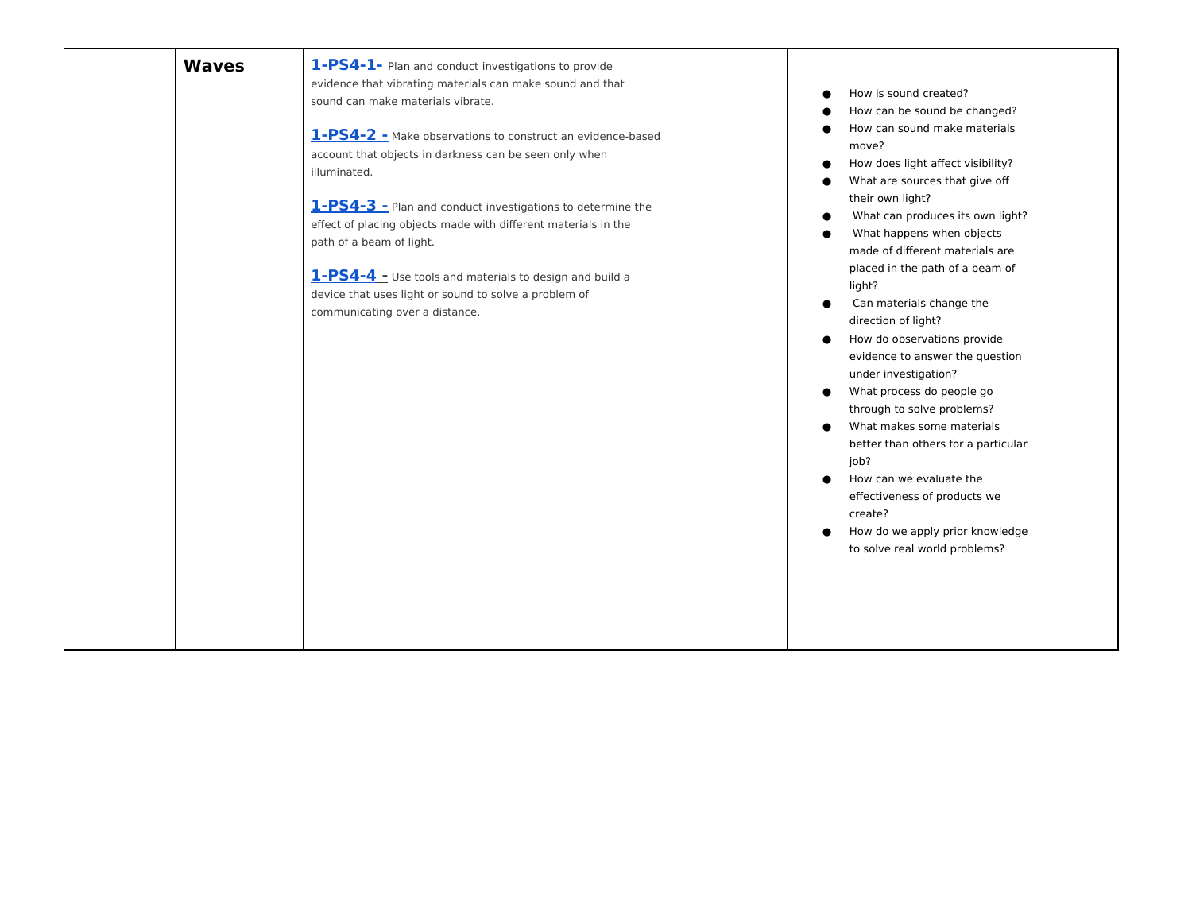| | | | |
|---|---|---|---|
| | **Waves** | **1-PS4-1-** Plan and conduct investigations to provide evidence that vibrating materials can make sound and that sound can make materials vibrate.<br><br>**1-PS4-2 -** Make observations to construct an evidence-based account that objects in darkness can be seen only when illuminated.<br><br>**1-PS4-3 -** Plan and conduct investigations to determine the effect of placing objects made with different materials in the path of a beam of light.<br><br>**1-PS4-4 -** Use tools and materials to design and build a device that uses light or sound to solve a problem of communicating over a distance.<br><br>_ | ● How is sound created?<br>● How can be sound be changed?<br>● How can sound make materials move?<br>● How does light affect visibility?<br>● What are sources that give off their own light?<br>● What can produces its own light?<br>● What happens when objects made of different materials are placed in the path of a beam of light?<br>● Can materials change the direction of light?<br>● How do observations provide evidence to answer the question under investigation?<br>● What process do people go through to solve problems?<br>● What makes some materials better than others for a particular job?<br>● How can we evaluate the effectiveness of products we create?<br>● How do we apply prior knowledge to solve real world problems? |